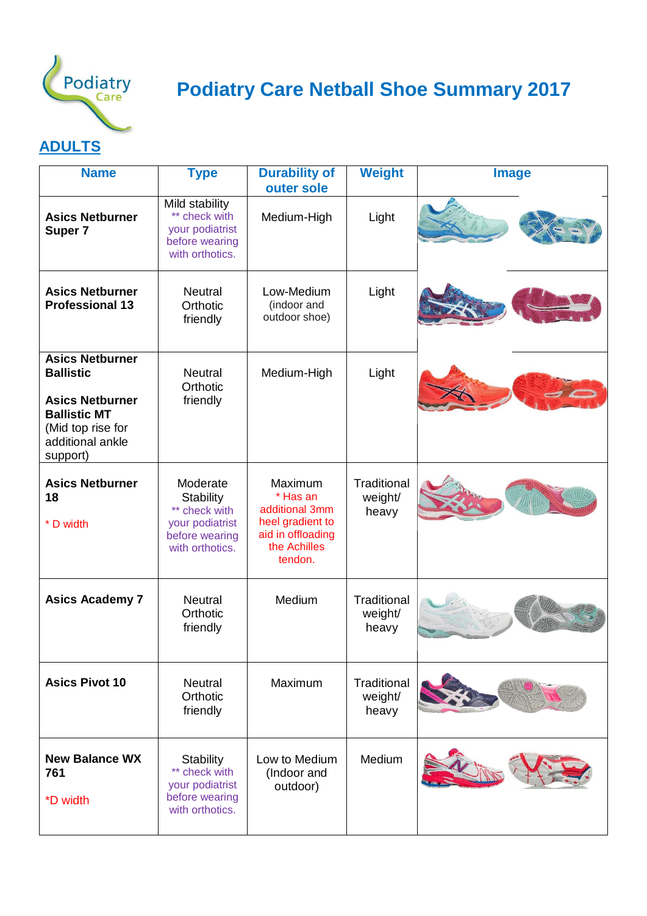# Podiatry Care Netball Shoe Summary 2017

## ADULTS

| Name | Type | Durability of outer sole | Weight | Image |
|---|---|---|---|---|
| **Asics Netburner Super 7** | Mild stability<br>** check with your podiatrist before wearing with orthotics. | Medium-High | Light | |
| **Asics Netburner Professional 13** | Neutral<br>Orthotic friendly | Low-Medium<br>(indoor and outdoor shoe) | Light | |
| **Asics Netburner Ballistic**<br><br>**Asics Netburner Ballistic MT**<br>(Mid top rise for additional ankle support) | Neutral<br>Orthotic friendly | Medium-High | Light | |
| **Asics Netburner 18**<br><br>* D width | Moderate Stability<br>** check with your podiatrist before wearing with orthotics. | Maximum<br>* Has an additional 3mm heel gradient to aid in offloading the Achilles tendon. | Traditional weight/ heavy | |
| **Asics Academy 7** | Neutral<br>Orthotic friendly | Medium | Traditional weight/ heavy | |
| **Asics Pivot 10** | Neutral<br>Orthotic friendly | Maximum | Traditional weight/ heavy | |
| **New Balance WX 761**<br><br>*D width | Stability<br>** check with your podiatrist before wearing with orthotics. | Low to Medium<br>(Indoor and outdoor) | Medium | |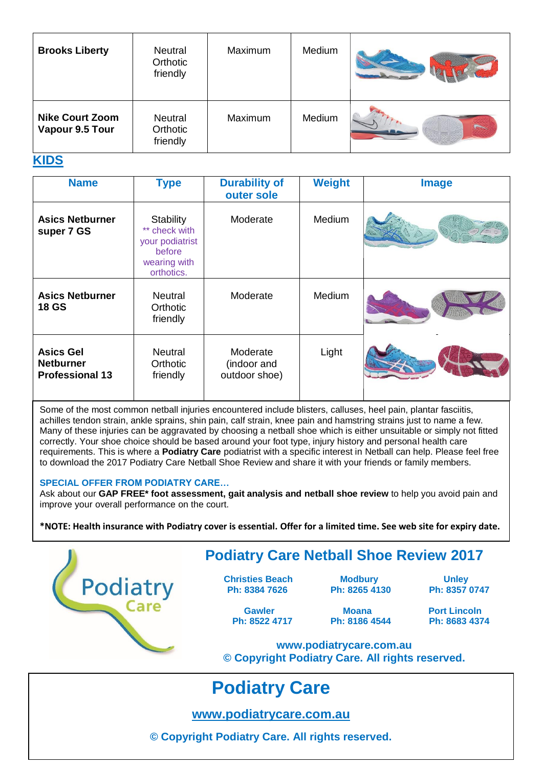| | | | | |
|---|---|---|---|---|
| **Brooks Liberty** | Neutral Orthotic friendly | Maximum | Medium | |
| **Nike Court Zoom Vapour 9.5 Tour** | Neutral Orthotic friendly | Maximum | Medium | |

## KIDS

| Name | Type | Durability of outer sole | Weight | Image |
|---|---|---|---|---|
| **Asics Netburner super 7 GS** | Stability ** check with your podiatrist before wearing with orthotics. | Moderate | Medium | |
| **Asics Netburner 18 GS** | Neutral Orthotic friendly | Moderate | Medium | |
| **Asics Gel Netburner Professional 13** | Neutral Orthotic friendly | Moderate (indoor and outdoor shoe) | Light | |

Some of the most common netball injuries encountered include blisters, calluses, heel pain, plantar fasciitis, achilles tendon strain, ankle sprains, shin pain, calf strain, knee pain and hamstring strains just to name a few. Many of these injuries can be aggravated by choosing a netball shoe which is either unsuitable or simply not fitted correctly. Your shoe choice should be based around your foot type, injury history and personal health care requirements. This is where a **Podiatry Care** podiatrist with a specific interest in Netball can help. Please feel free to download the 2017 Podiatry Care Netball Shoe Review and share it with your friends or family members.

**SPECIAL OFFER FROM PODIATRY CARE…**

Ask about our **GAP FREE* foot assessment, gait analysis and netball shoe review** to help you avoid pain and improve your overall performance on the court.

***NOTE: Health insurance with Podiatry cover is essential. Offer for a limited time. See web site for expiry date.**

Podiatry Care

## Podiatry Care Netball Shoe Review 2017

| | | |
|---|---|---|
| **Christies Beach** Ph: 8384 7626 | **Modbury** Ph: 8265 4130 | **Unley** Ph: 8357 0747 |
| **Gawler** Ph: 8522 4717 | **Moana** Ph: 8186 4544 | **Port Lincoln** Ph: 8683 4374 |

**www.podiatrycare.com.au**
**© Copyright Podiatry Care. All rights reserved.**

# Podiatry Care

**www.podiatrycare.com.au**

**© Copyright Podiatry Care. All rights reserved.**